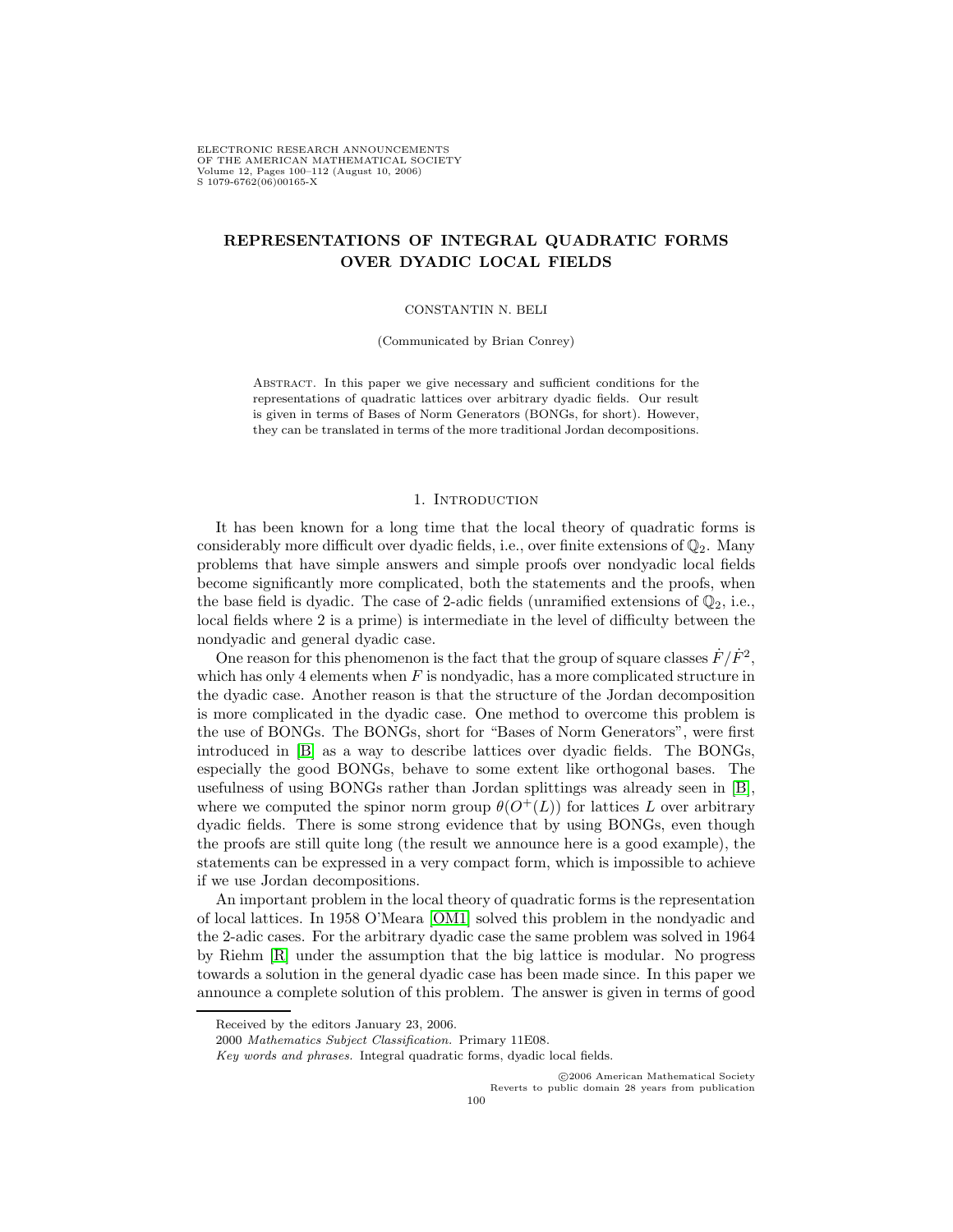ELECTRONIC RESEARCH ANNOUNCEMENTS
OF THE AMERICAN MATHEMATICAL SOCIETY
Volume 12, Pages 100–112 (August 10, 2006)
S 1079-6762(06)00165-X

# REPRESENTATIONS OF INTEGRAL QUADRATIC FORMS OVER DYADIC LOCAL FIELDS

CONSTANTIN N. BELI

(Communicated by Brian Conrey)

Abstract. In this paper we give necessary and sufficient conditions for the representations of quadratic lattices over arbitrary dyadic fields. Our result is given in terms of Bases of Norm Generators (BONGs, for short). However, they can be translated in terms of the more traditional Jordan decompositions.

## 1. Introduction

It has been known for a long time that the local theory of quadratic forms is considerably more difficult over dyadic fields, i.e., over finite extensions of $\mathbb{Q}_2$. Many problems that have simple answers and simple proofs over nondyadic local fields become significantly more complicated, both the statements and the proofs, when the base field is dyadic. The case of 2-adic fields (unramified extensions of $\mathbb{Q}_2$, i.e., local fields where 2 is a prime) is intermediate in the level of difficulty between the nondyadic and general dyadic case.

One reason for this phenomenon is the fact that the group of square classes $\dot{F}/\dot{F}^2$, which has only 4 elements when $F$ is nondyadic, has a more complicated structure in the dyadic case. Another reason is that the structure of the Jordan decomposition is more complicated in the dyadic case. One method to overcome this problem is the use of BONGs. The BONGs, short for "Bases of Norm Generators", were first introduced in [B] as a way to describe lattices over dyadic fields. The BONGs, especially the good BONGs, behave to some extent like orthogonal bases. The usefulness of using BONGs rather than Jordan splittings was already seen in [B], where we computed the spinor norm group $\theta(O^+(L))$ for lattices $L$ over arbitrary dyadic fields. There is some strong evidence that by using BONGs, even though the proofs are still quite long (the result we announce here is a good example), the statements can be expressed in a very compact form, which is impossible to achieve if we use Jordan decompositions.

An important problem in the local theory of quadratic forms is the representation of local lattices. In 1958 O'Meara [OM1] solved this problem in the nondyadic and the 2-adic cases. For the arbitrary dyadic case the same problem was solved in 1964 by Riehm [R] under the assumption that the big lattice is modular. No progress towards a solution in the general dyadic case has been made since. In this paper we announce a complete solution of this problem. The answer is given in terms of good

Received by the editors January 23, 2006.

2000 *Mathematics Subject Classification.* Primary 11E08.

*Key words and phrases.* Integral quadratic forms, dyadic local fields.

©2006 American Mathematical Society
Reverts to public domain 28 years from publication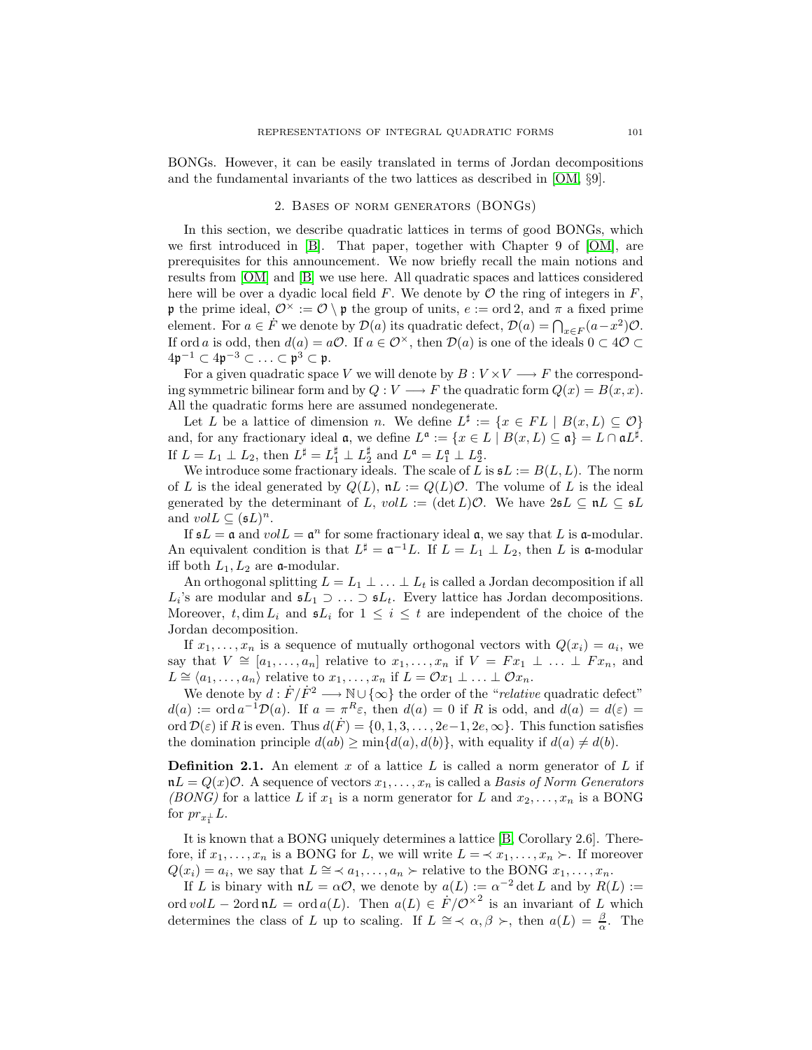BONGs. However, it can be easily translated in terms of Jordan decompositions and the fundamental invariants of the two lattices as described in [OM, §9].

## 2. Bases of norm generators (BONGs)

In this section, we describe quadratic lattices in terms of good BONGs, which we first introduced in [B]. That paper, together with Chapter 9 of [OM], are prerequisites for this announcement. We now briefly recall the main notions and results from [OM] and [B] we use here. All quadratic spaces and lattices considered here will be over a dyadic local field $F$. We denote by $\mathcal{O}$ the ring of integers in $F$, $\mathfrak{p}$ the prime ideal, $\mathcal{O}^\times := \mathcal{O} \setminus \mathfrak{p}$ the group of units, $e := \operatorname{ord} 2$, and $\pi$ a fixed prime element. For $a \in \dot{F}$ we denote by $\mathcal{D}(a)$ its quadratic defect, $\mathcal{D}(a) = \bigcap_{x \in F}(a - x^2)\mathcal{O}$. If $\operatorname{ord} a$ is odd, then $d(a) = a\mathcal{O}$. If $a \in \mathcal{O}^\times$, then $\mathcal{D}(a)$ is one of the ideals $0 \subset 4\mathcal{O} \subset 4\mathfrak{p}^{-1} \subset 4\mathfrak{p}^{-3} \subset \ldots \subset \mathfrak{p}^3 \subset \mathfrak{p}$.

For a given quadratic space $V$ we will denote by $B : V \times V \longrightarrow F$ the corresponding symmetric bilinear form and by $Q : V \longrightarrow F$ the quadratic form $Q(x) = B(x, x)$. All the quadratic forms here are assumed nondegenerate.

Let $L$ be a lattice of dimension $n$. We define $L^\sharp := \{x \in FL \mid B(x, L) \subseteq \mathcal{O}\}$ and, for any fractionary ideal $\mathfrak{a}$, we define $L^\mathfrak{a} := \{x \in L \mid B(x, L) \subseteq \mathfrak{a}\} = L \cap \mathfrak{a}L^\sharp$. If $L = L_1 \perp L_2$, then $L^\sharp = L_1^\sharp \perp L_2^\sharp$ and $L^\mathfrak{a} = L_1^\mathfrak{a} \perp L_2^\mathfrak{a}$.

We introduce some fractionary ideals. The scale of $L$ is $\mathfrak{s}L := B(L, L)$. The norm of $L$ is the ideal generated by $Q(L)$, $\mathfrak{n}L := Q(L)\mathcal{O}$. The volume of $L$ is the ideal generated by the determinant of $L$, $vol L := (\det L)\mathcal{O}$. We have $2\mathfrak{s}L \subseteq \mathfrak{n}L \subseteq \mathfrak{s}L$ and $vol L \subseteq (\mathfrak{s}L)^n$.

If $\mathfrak{s}L = \mathfrak{a}$ and $vol L = \mathfrak{a}^n$ for some fractionary ideal $\mathfrak{a}$, we say that $L$ is $\mathfrak{a}$-modular. An equivalent condition is that $L^\sharp = \mathfrak{a}^{-1}L$. If $L = L_1 \perp L_2$, then $L$ is $\mathfrak{a}$-modular iff both $L_1, L_2$ are $\mathfrak{a}$-modular.

An orthogonal splitting $L = L_1 \perp \ldots \perp L_t$ is called a Jordan decomposition if all $L_i$'s are modular and $\mathfrak{s}L_1 \supset \ldots \supset \mathfrak{s}L_t$. Every lattice has Jordan decompositions. Moreover, $t, \dim L_i$ and $\mathfrak{s}L_i$ for $1 \leq i \leq t$ are independent of the choice of the Jordan decomposition.

If $x_1, \ldots, x_n$ is a sequence of mutually orthogonal vectors with $Q(x_i) = a_i$, we say that $V \cong [a_1, \ldots, a_n]$ relative to $x_1, \ldots, x_n$ if $V = Fx_1 \perp \ldots \perp Fx_n$, and $L \cong \langle a_1, \ldots, a_n \rangle$ relative to $x_1, \ldots, x_n$ if $L = \mathcal{O}x_1 \perp \ldots \perp \mathcal{O}x_n$.

We denote by $d : \dot{F}/\dot{F}^2 \longrightarrow \mathbb{N} \cup \{\infty\}$ the order of the "*relative* quadratic defect" $d(a) := \operatorname{ord} a^{-1}\mathcal{D}(a)$. If $a = \pi^R \varepsilon$, then $d(a) = 0$ if $R$ is odd, and $d(a) = d(\varepsilon) = \operatorname{ord} \mathcal{D}(\varepsilon)$ if $R$ is even. Thus $d(\dot{F}) = \{0, 1, 3, \ldots, 2e-1, 2e, \infty\}$. This function satisfies the domination principle $d(ab) \geq \min\{d(a), d(b)\}$, with equality if $d(a) \neq d(b)$.

**Definition 2.1.** An element $x$ of a lattice $L$ is called a norm generator of $L$ if $\mathfrak{n}L = Q(x)\mathcal{O}$. A sequence of vectors $x_1, \ldots, x_n$ is called a *Basis of Norm Generators (BONG)* for a lattice $L$ if $x_1$ is a norm generator for $L$ and $x_2, \ldots, x_n$ is a BONG for $pr_{x_1^\perp} L$.

It is known that a BONG uniquely determines a lattice [B, Corollary 2.6]. Therefore, if $x_1, \ldots, x_n$ is a BONG for $L$, we will write $L = \prec x_1, \ldots, x_n \succ$. If moreover $Q(x_i) = a_i$, we say that $L \cong \prec a_1, \ldots, a_n \succ$ relative to the BONG $x_1, \ldots, x_n$.

If $L$ is binary with $\mathfrak{n}L = \alpha\mathcal{O}$, we denote by $a(L) := \alpha^{-2} \det L$ and by $R(L) := \operatorname{ord} vol L - 2\operatorname{ord} \mathfrak{n}L = \operatorname{ord} a(L)$. Then $a(L) \in \dot{F}/\mathcal{O}^{\times 2}$ is an invariant of $L$ which determines the class of $L$ up to scaling. If $L \cong \prec \alpha, \beta \succ$, then $a(L) = \frac{\beta}{\alpha}$. The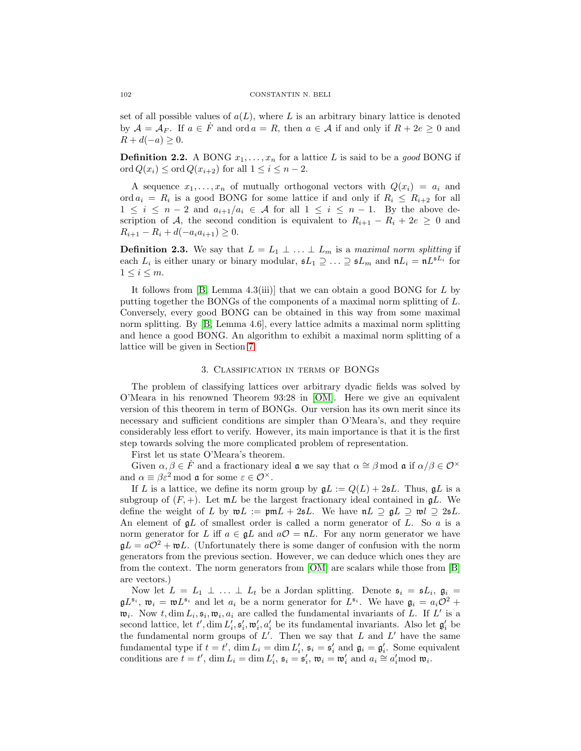set of all possible values of $a(L)$, where $L$ is an arbitrary binary lattice is denoted by $\mathcal{A} = \mathcal{A}_F$. If $a \in \dot{F}$ and $\operatorname{ord} a = R$, then $a \in \mathcal{A}$ if and only if $R + 2e \geq 0$ and $R + d(-a) \geq 0$.

**Definition 2.2.** A BONG $x_1, \ldots, x_n$ for a lattice $L$ is said to be a *good* BONG if $\operatorname{ord} Q(x_i) \leq \operatorname{ord} Q(x_{i+2})$ for all $1 \leq i \leq n-2$.

A sequence $x_1, \ldots, x_n$ of mutually orthogonal vectors with $Q(x_i) = a_i$ and $\operatorname{ord} a_i = R_i$ is a good BONG for some lattice if and only if $R_i \leq R_{i+2}$ for all $1 \leq i \leq n-2$ and $a_{i+1}/a_i \in \mathcal{A}$ for all $1 \leq i \leq n-1$. By the above description of $\mathcal{A}$, the second condition is equivalent to $R_{i+1} - R_i + 2e \geq 0$ and $R_{i+1} - R_i + d(-a_i a_{i+1}) \geq 0$.

**Definition 2.3.** We say that $L = L_1 \perp \ldots \perp L_m$ is a *maximal norm splitting* if each $L_i$ is either unary or binary modular, $\mathfrak{s}L_1 \supseteq \ldots \supseteq \mathfrak{s}L_m$ and $\mathfrak{n}L_i = \mathfrak{n}L^{\mathfrak{s}L_i}$ for $1 \leq i \leq m$.

It follows from [B, Lemma 4.3(iii)] that we can obtain a good BONG for $L$ by putting together the BONGs of the components of a maximal norm splitting of $L$. Conversely, every good BONG can be obtained in this way from some maximal norm splitting. By [B, Lemma 4.6], every lattice admits a maximal norm splitting and hence a good BONG. An algorithm to exhibit a maximal norm splitting of a lattice will be given in Section 7.

## 3. Classification in terms of BONGs

The problem of classifying lattices over arbitrary dyadic fields was solved by O'Meara in his renowned Theorem 93:28 in [OM]. Here we give an equivalent version of this theorem in term of BONGs. Our version has its own merit since its necessary and sufficient conditions are simpler than O'Meara's, and they require considerably less effort to verify. However, its main importance is that it is the first step towards solving the more complicated problem of representation.

First let us state O'Meara's theorem.

Given $\alpha, \beta \in \dot{F}$ and a fractionary ideal $\mathfrak{a}$ we say that $\alpha \cong \beta \bmod \mathfrak{a}$ if $\alpha/\beta \in \mathcal{O}^\times$ and $\alpha \equiv \beta\varepsilon^2 \bmod \mathfrak{a}$ for some $\varepsilon \in \mathcal{O}^\times$.

If $L$ is a lattice, we define its norm group by $\mathfrak{g}L := Q(L) + 2\mathfrak{s}L$. Thus, $\mathfrak{g}L$ is a subgroup of $(F, +)$. Let $\mathfrak{m}L$ be the largest fractionary ideal contained in $\mathfrak{g}L$. We define the weight of $L$ by $\mathfrak{w}L := \mathfrak{p}\mathfrak{m}L + 2\mathfrak{s}L$. We have $\mathfrak{n}L \supseteq \mathfrak{g}L \supseteq \mathfrak{w}l \supseteq 2\mathfrak{s}L$. An element of $\mathfrak{g}L$ of smallest order is called a norm generator of $L$. So $a$ is a norm generator for $L$ iff $a \in \mathfrak{g}L$ and $a\mathcal{O} = \mathfrak{n}L$. For any norm generator we have $\mathfrak{g}L = a\mathcal{O}^2 + \mathfrak{w}L$. (Unfortunately there is some danger of confusion with the norm generators from the previous section. However, we can deduce which ones they are from the context. The norm generators from [OM] are scalars while those from [B] are vectors.)

Now let $L = L_1 \perp \ldots \perp L_t$ be a Jordan splitting. Denote $\mathfrak{s}_i = \mathfrak{s}L_i$, $\mathfrak{g}_i = \mathfrak{g}L^{\mathfrak{s}_i}$, $\mathfrak{w}_i = \mathfrak{w}L^{\mathfrak{s}_i}$ and let $a_i$ be a norm generator for $L^{\mathfrak{s}_i}$. We have $\mathfrak{g}_i = a_i\mathcal{O}^2 + \mathfrak{w}_i$. Now $t, \dim L_i, \mathfrak{s}_i, \mathfrak{w}_i, a_i$ are called the fundamental invariants of $L$. If $L'$ is a second lattice, let $t', \dim L_i', \mathfrak{s}_i', \mathfrak{w}_i', a_i'$ be its fundamental invariants. Also let $\mathfrak{g}_i'$ be the fundamental norm groups of $L'$. Then we say that $L$ and $L'$ have the same fundamental type if $t = t'$, $\dim L_i = \dim L_i'$, $\mathfrak{s}_i = \mathfrak{s}_i'$ and $\mathfrak{g}_i = \mathfrak{g}_i'$. Some equivalent conditions are $t = t'$, $\dim L_i = \dim L_i'$, $\mathfrak{s}_i = \mathfrak{s}_i'$, $\mathfrak{w}_i = \mathfrak{w}_i'$ and $a_i \cong a_i' \bmod \mathfrak{w}_i$.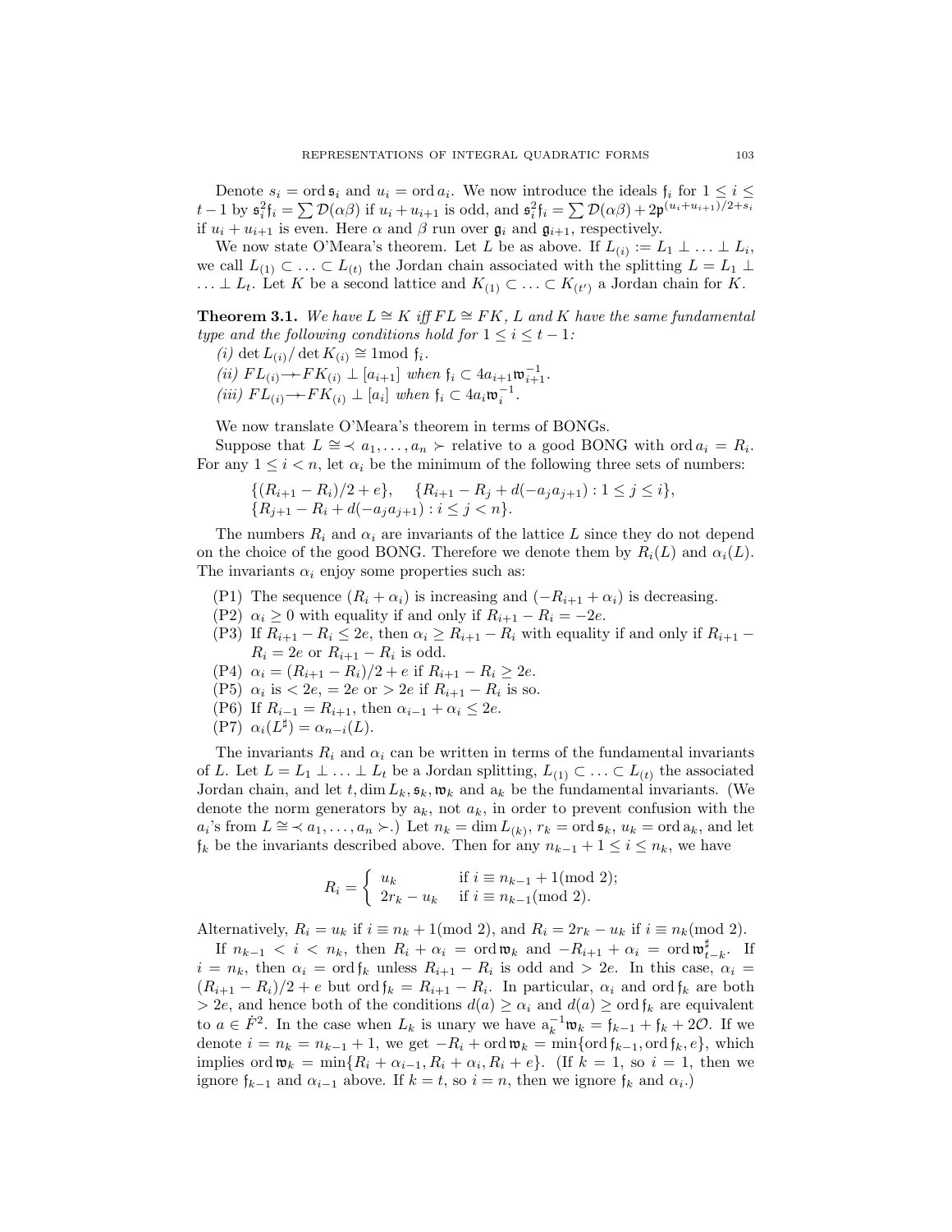Denote $s_i = \operatorname{ord} \mathfrak{s}_i$ and $u_i = \operatorname{ord} a_i$. We now introduce the ideals $\mathfrak{f}_i$ for $1 \leq i \leq t-1$ by $\mathfrak{s}_i^2 \mathfrak{f}_i = \sum \mathcal{D}(\alpha\beta)$ if $u_i + u_{i+1}$ is odd, and $\mathfrak{s}_i^2 \mathfrak{f}_i = \sum \mathcal{D}(\alpha\beta) + 2\mathfrak{p}^{(u_i+u_{i+1})/2+s_i}$ if $u_i + u_{i+1}$ is even. Here $\alpha$ and $\beta$ run over $\mathfrak{g}_i$ and $\mathfrak{g}_{i+1}$, respectively.

We now state O'Meara's theorem. Let $L$ be as above. If $L_{(i)} := L_1 \perp \ldots \perp L_i$, we call $L_{(1)} \subset \ldots \subset L_{(t)}$ the Jordan chain associated with the splitting $L = L_1 \perp \ldots \perp L_t$. Let $K$ be a second lattice and $K_{(1)} \subset \ldots \subset K_{(t')}$ a Jordan chain for $K$.

**Theorem 3.1.** *We have $L \cong K$ iff $FL \cong FK$, $L$ and $K$ have the same fundamental type and the following conditions hold for $1 \leq i \leq t-1$:*

*(i) $\det L_{(i)} / \det K_{(i)} \cong 1 \bmod \mathfrak{f}_i$.*

*(ii) $FL_{(i)} \rightarrowtail FK_{(i)} \perp [a_{i+1}]$ when $\mathfrak{f}_i \subset 4a_{i+1}\mathfrak{w}_{i+1}^{-1}$.*

*(iii) $FL_{(i)} \rightarrowtail FK_{(i)} \perp [a_i]$ when $\mathfrak{f}_i \subset 4a_i\mathfrak{w}_i^{-1}$.*

We now translate O'Meara's theorem in terms of BONGs.

Suppose that $L \cong \prec a_1, \ldots, a_n \succ$ relative to a good BONG with $\operatorname{ord} a_i = R_i$. For any $1 \leq i < n$, let $\alpha_i$ be the minimum of the following three sets of numbers:

$$\{(R_{i+1} - R_i)/2 + e\}, \quad \{R_{i+1} - R_j + d(-a_j a_{j+1}) : 1 \leq j \leq i\},$$
$$\{R_{j+1} - R_i + d(-a_j a_{j+1}) : i \leq j < n\}.$$

The numbers $R_i$ and $\alpha_i$ are invariants of the lattice $L$ since they do not depend on the choice of the good BONG. Therefore we denote them by $R_i(L)$ and $\alpha_i(L)$. The invariants $\alpha_i$ enjoy some properties such as:

(P1) The sequence $(R_i + \alpha_i)$ is increasing and $(-R_{i+1} + \alpha_i)$ is decreasing.

(P2) $\alpha_i \geq 0$ with equality if and only if $R_{i+1} - R_i = -2e$.

(P3) If $R_{i+1} - R_i \leq 2e$, then $\alpha_i \geq R_{i+1} - R_i$ with equality if and only if $R_{i+1} - R_i = 2e$ or $R_{i+1} - R_i$ is odd.

(P4) $\alpha_i = (R_{i+1} - R_i)/2 + e$ if $R_{i+1} - R_i \geq 2e$.

(P5) $\alpha_i$ is $< 2e$, $= 2e$ or $> 2e$ if $R_{i+1} - R_i$ is so.

(P6) If $R_{i-1} = R_{i+1}$, then $\alpha_{i-1} + \alpha_i \leq 2e$.

(P7) $\alpha_i(L^\sharp) = \alpha_{n-i}(L)$.

The invariants $R_i$ and $\alpha_i$ can be written in terms of the fundamental invariants of $L$. Let $L = L_1 \perp \ldots \perp L_t$ be a Jordan splitting, $L_{(1)} \subset \ldots \subset L_{(t)}$ the associated Jordan chain, and let $t, \dim L_k, \mathfrak{s}_k, \mathfrak{w}_k$ and $\mathrm{a}_k$ be the fundamental invariants. (We denote the norm generators by $\mathrm{a}_k$, not $a_k$, in order to prevent confusion with the $a_i$'s from $L \cong \prec a_1, \ldots, a_n \succ$.) Let $n_k = \dim L_{(k)}$, $r_k = \operatorname{ord} \mathfrak{s}_k$, $u_k = \operatorname{ord} \mathrm{a}_k$, and let $\mathfrak{f}_k$ be the invariants described above. Then for any $n_{k-1} + 1 \leq i \leq n_k$, we have

$$R_i = \begin{cases} u_k & \text{if } i \equiv n_{k-1} + 1 (\text{mod } 2); \\ 2r_k - u_k & \text{if } i \equiv n_{k-1} (\text{mod } 2). \end{cases}$$

Alternatively, $R_i = u_k$ if $i \equiv n_k + 1 (\text{mod } 2)$, and $R_i = 2r_k - u_k$ if $i \equiv n_k (\text{mod } 2)$.

If $n_{k-1} < i < n_k$, then $R_i + \alpha_i = \operatorname{ord} \mathfrak{w}_k$ and $-R_{i+1} + \alpha_i = \operatorname{ord} \mathfrak{w}_{t-k}^\sharp$. If $i = n_k$, then $\alpha_i = \operatorname{ord} \mathfrak{f}_k$ unless $R_{i+1} - R_i$ is odd and $> 2e$. In this case, $\alpha_i = (R_{i+1} - R_i)/2 + e$ but $\operatorname{ord} \mathfrak{f}_k = R_{i+1} - R_i$. In particular, $\alpha_i$ and $\operatorname{ord} \mathfrak{f}_k$ are both $> 2e$, and hence both of the conditions $d(a) \geq \alpha_i$ and $d(a) \geq \operatorname{ord} \mathfrak{f}_k$ are equivalent to $a \in \dot{F}^2$. In the case when $L_k$ is unary we have $\mathrm{a}_k^{-1}\mathfrak{w}_k = \mathfrak{f}_{k-1} + \mathfrak{f}_k + 2\mathcal{O}$. If we denote $i = n_k = n_{k-1} + 1$, we get $-R_i + \operatorname{ord} \mathfrak{w}_k = \min\{\operatorname{ord} \mathfrak{f}_{k-1}, \operatorname{ord} \mathfrak{f}_k, e\}$, which implies $\operatorname{ord} \mathfrak{w}_k = \min\{R_i + \alpha_{i-1}, R_i + \alpha_i, R_i + e\}$. (If $k = 1$, so $i = 1$, then we ignore $\mathfrak{f}_{k-1}$ and $\alpha_{i-1}$ above. If $k = t$, so $i = n$, then we ignore $\mathfrak{f}_k$ and $\alpha_i$.)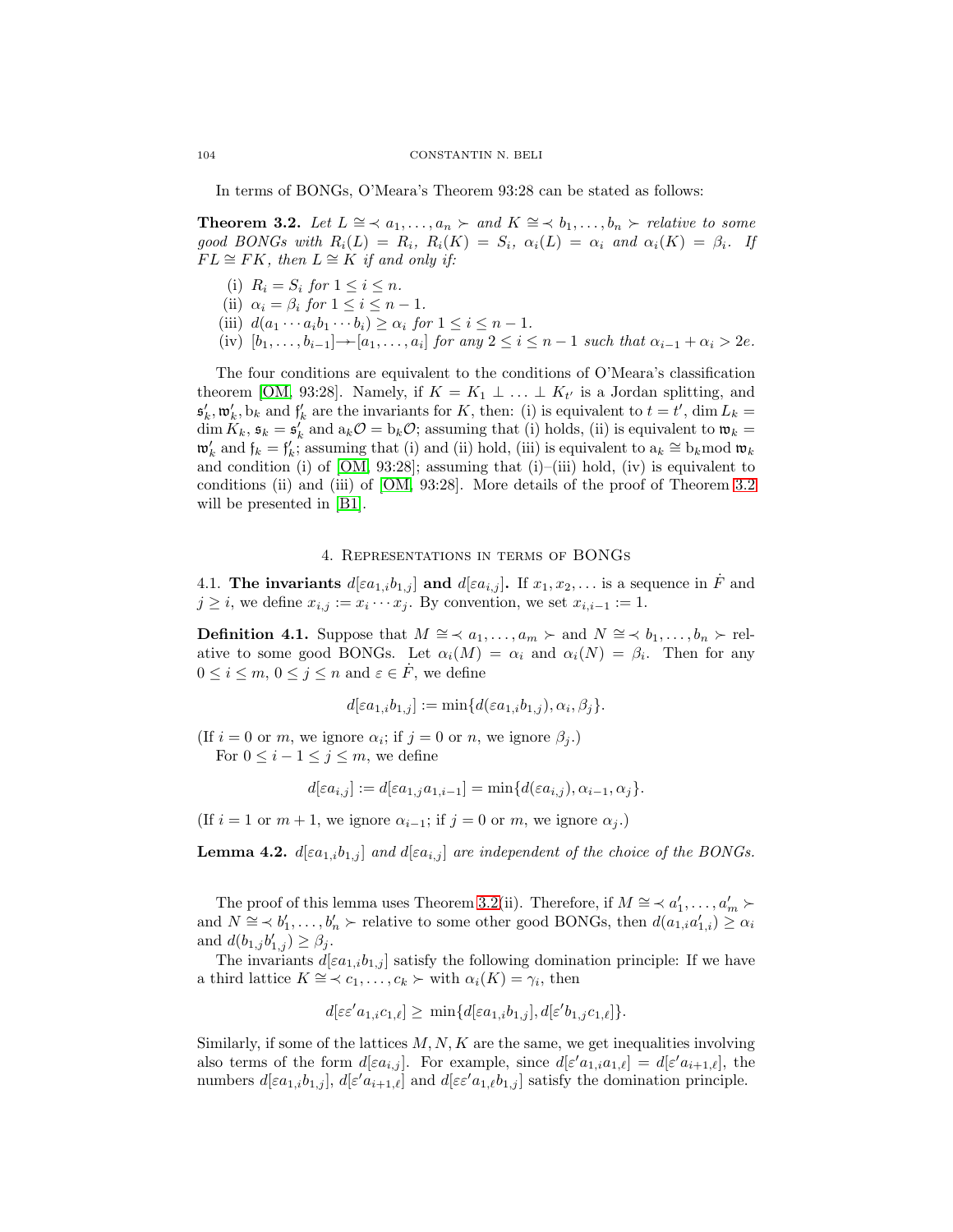In terms of BONGs, O'Meara's Theorem 93:28 can be stated as follows:

**Theorem 3.2.** *Let $L \cong \prec a_1, \ldots, a_n \succ$ and $K \cong \prec b_1, \ldots, b_n \succ$ relative to some good BONGs with $R_i(L) = R_i$, $R_i(K) = S_i$, $\alpha_i(L) = \alpha_i$ and $\alpha_i(K) = \beta_i$. If $FL \cong FK$, then $L \cong K$ if and only if:*

(i) *$R_i = S_i$ for $1 \le i \le n$.*
(ii) *$\alpha_i = \beta_i$ for $1 \le i \le n-1$.*
(iii) *$d(a_1 \cdots a_i b_1 \cdots b_i) \ge \alpha_i$ for $1 \le i \le n-1$.*
(iv) *$[b_1, \ldots, b_{i-1}] \rightarrowtail [a_1, \ldots, a_i]$ for any $2 \le i \le n-1$ such that $\alpha_{i-1} + \alpha_i > 2e$.*

The four conditions are equivalent to the conditions of O'Meara's classification theorem [OM, 93:28]. Namely, if $K = K_1 \perp \ldots \perp K_{t'}$ is a Jordan splitting, and $\mathfrak{s}'_k, \mathfrak{w}'_k, \mathrm{b}_k$ and $\mathfrak{f}'_k$ are the invariants for $K$, then: (i) is equivalent to $t = t'$, $\dim L_k = \dim K_k$, $\mathfrak{s}_k = \mathfrak{s}'_k$ and $\mathrm{a}_k\mathcal{O} = \mathrm{b}_k\mathcal{O}$; assuming that (i) holds, (ii) is equivalent to $\mathfrak{w}_k = \mathfrak{w}'_k$ and $\mathfrak{f}_k = \mathfrak{f}'_k$; assuming that (i) and (ii) hold, (iii) is equivalent to $\mathrm{a}_k \cong \mathrm{b}_k \mathrm{mod}\, \mathfrak{w}_k$ and condition (i) of [OM, 93:28]; assuming that (i)–(iii) hold, (iv) is equivalent to conditions (ii) and (iii) of [OM, 93:28]. More details of the proof of Theorem 3.2 will be presented in [B1].

## 4. Representations in terms of BONGs

**4.1. The invariants $d[\varepsilon a_{1,i} b_{1,j}]$ and $d[\varepsilon a_{i,j}]$.** If $x_1, x_2, \ldots$ is a sequence in $\dot{F}$ and $j \ge i$, we define $x_{i,j} := x_i \cdots x_j$. By convention, we set $x_{i,i-1} := 1$.

**Definition 4.1.** Suppose that $M \cong \prec a_1, \ldots, a_m \succ$ and $N \cong \prec b_1, \ldots, b_n \succ$ relative to some good BONGs. Let $\alpha_i(M) = \alpha_i$ and $\alpha_i(N) = \beta_i$. Then for any $0 \le i \le m$, $0 \le j \le n$ and $\varepsilon \in \dot{F}$, we define

$$d[\varepsilon a_{1,i} b_{1,j}] := \min\{d(\varepsilon a_{1,i} b_{1,j}), \alpha_i, \beta_j\}.$$

(If $i = 0$ or $m$, we ignore $\alpha_i$; if $j = 0$ or $n$, we ignore $\beta_j$.)

For $0 \le i - 1 \le j \le m$, we define

$$d[\varepsilon a_{i,j}] := d[\varepsilon a_{1,j} a_{1,i-1}] = \min\{d(\varepsilon a_{i,j}), \alpha_{i-1}, \alpha_j\}.$$

(If $i = 1$ or $m + 1$, we ignore $\alpha_{i-1}$; if $j = 0$ or $m$, we ignore $\alpha_j$.)

**Lemma 4.2.** *$d[\varepsilon a_{1,i} b_{1,j}]$ and $d[\varepsilon a_{i,j}]$ are independent of the choice of the BONGs.*

The proof of this lemma uses Theorem 3.2(ii). Therefore, if $M \cong \prec a'_1, \ldots, a'_m \succ$ and $N \cong \prec b'_1, \ldots, b'_n \succ$ relative to some other good BONGs, then $d(a_{1,i} a'_{1,i}) \ge \alpha_i$ and $d(b_{1,j} b'_{1,j}) \ge \beta_j$.

The invariants $d[\varepsilon a_{1,i} b_{1,j}]$ satisfy the following domination principle: If we have a third lattice $K \cong \prec c_1, \ldots, c_k \succ$ with $\alpha_i(K) = \gamma_i$, then

$$d[\varepsilon\varepsilon' a_{1,i} c_{1,\ell}] \ge \min\{d[\varepsilon a_{1,i} b_{1,j}], d[\varepsilon' b_{1,j} c_{1,\ell}]\}.$$

Similarly, if some of the lattices $M, N, K$ are the same, we get inequalities involving also terms of the form $d[\varepsilon a_{i,j}]$. For example, since $d[\varepsilon' a_{1,i} a_{1,\ell}] = d[\varepsilon' a_{i+1,\ell}]$, the numbers $d[\varepsilon a_{1,i} b_{1,j}]$, $d[\varepsilon' a_{i+1,\ell}]$ and $d[\varepsilon\varepsilon' a_{1,\ell} b_{1,j}]$ satisfy the domination principle.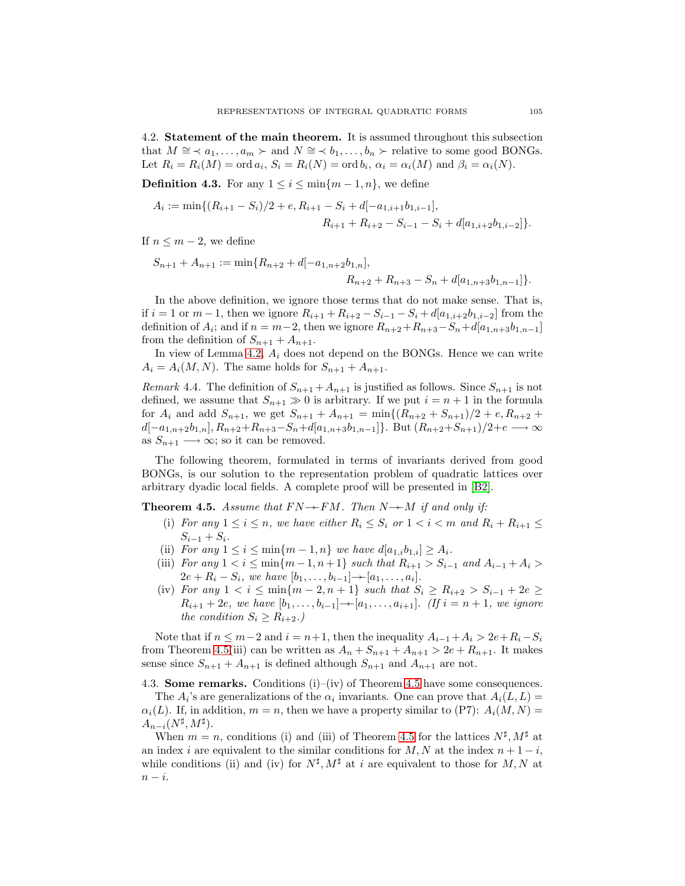4.2. **Statement of the main theorem.** It is assumed throughout this subsection that $M \cong \prec a_1, \dots, a_m \succ$ and $N \cong \prec b_1, \dots, b_n \succ$ relative to some good BONGs. Let $R_i = R_i(M) = \operatorname{ord} a_i$, $S_i = R_i(N) = \operatorname{ord} b_i$, $\alpha_i = \alpha_i(M)$ and $\beta_i = \alpha_i(N)$.

**Definition 4.3.** For any $1 \leq i \leq \min\{m-1, n\}$, we define

$$A_i := \min\{(R_{i+1} - S_i)/2 + e, R_{i+1} - S_i + d[-a_{1,i+1}b_{1,i-1}], \\ R_{i+1} + R_{i+2} - S_{i-1} - S_i + d[a_{1,i+2}b_{1,i-2}]\}.$$

If $n \leq m-2$, we define

$$S_{n+1} + A_{n+1} := \min\{R_{n+2} + d[-a_{1,n+2}b_{1,n}], \\ R_{n+2} + R_{n+3} - S_n + d[a_{1,n+3}b_{1,n-1}]\}.$$

In the above definition, we ignore those terms that do not make sense. That is, if $i = 1$ or $m-1$, then we ignore $R_{i+1} + R_{i+2} - S_{i-1} - S_i + d[a_{1,i+2}b_{1,i-2}]$ from the definition of $A_i$; and if $n = m-2$, then we ignore $R_{n+2} + R_{n+3} - S_n + d[a_{1,n+3}b_{1,n-1}]$ from the definition of $S_{n+1} + A_{n+1}$.

In view of Lemma 4.2, $A_i$ does not depend on the BONGs. Hence we can write $A_i = A_i(M, N)$. The same holds for $S_{n+1} + A_{n+1}$.

*Remark* 4.4. The definition of $S_{n+1} + A_{n+1}$ is justified as follows. Since $S_{n+1}$ is not defined, we assume that $S_{n+1} \gg 0$ is arbitrary. If we put $i = n+1$ in the formula for $A_i$ and add $S_{n+1}$, we get $S_{n+1} + A_{n+1} = \min\{(R_{n+2} + S_{n+1})/2 + e, R_{n+2} + d[-a_{1,n+2}b_{1,n}], R_{n+2} + R_{n+3} - S_n + d[a_{1,n+3}b_{1,n-1}]\}$. But $(R_{n+2} + S_{n+1})/2 + e \longrightarrow \infty$ as $S_{n+1} \longrightarrow \infty$; so it can be removed.

The following theorem, formulated in terms of invariants derived from good BONGs, is our solution to the representation problem of quadratic lattices over arbitrary dyadic local fields. A complete proof will be presented in [B2].

**Theorem 4.5.** *Assume that $FN \rightarrowtail FM$. Then $N \rightarrowtail M$ if and only if:*

- (i) *For any $1 \leq i \leq n$, we have either $R_i \leq S_i$ or $1 < i < m$ and $R_i + R_{i+1} \leq S_{i-1} + S_i$.*
- (ii) *For any $1 \leq i \leq \min\{m-1, n\}$ we have $d[a_{1,i}b_{1,i}] \geq A_i$.*
- (iii) *For any $1 < i \leq \min\{m-1, n+1\}$ such that $R_{i+1} > S_{i-1}$ and $A_{i-1} + A_i > 2e + R_i - S_i$, we have $[b_1, \dots, b_{i-1}] \rightarrowtail [a_1, \dots, a_i]$.*
- (iv) *For any $1 < i \leq \min\{m-2, n+1\}$ such that $S_i \geq R_{i+2} > S_{i-1} + 2e \geq R_{i+1} + 2e$, we have $[b_1, \dots, b_{i-1}] \rightarrowtail [a_1, \dots, a_{i+1}]$. (If $i = n+1$, we ignore the condition $S_i \geq R_{i+2}$.)*

Note that if $n \leq m-2$ and $i = n+1$, then the inequality $A_{i-1} + A_i > 2e + R_i - S_i$ from Theorem 4.5(iii) can be written as $A_n + S_{n+1} + A_{n+1} > 2e + R_{n+1}$. It makes sense since $S_{n+1} + A_{n+1}$ is defined although $S_{n+1}$ and $A_{n+1}$ are not.

4.3. **Some remarks.** Conditions (i)–(iv) of Theorem 4.5 have some consequences.

The $A_i$'s are generalizations of the $\alpha_i$ invariants. One can prove that $A_i(L, L) = \alpha_i(L)$. If, in addition, $m = n$, then we have a property similar to (P7): $A_i(M, N) = A_{n-i}(N^\sharp, M^\sharp)$.

When $m = n$, conditions (i) and (iii) of Theorem 4.5 for the lattices $N^\sharp, M^\sharp$ at an index $i$ are equivalent to the similar conditions for $M, N$ at the index $n+1-i$, while conditions (ii) and (iv) for $N^\sharp, M^\sharp$ at $i$ are equivalent to those for $M, N$ at $n-i$.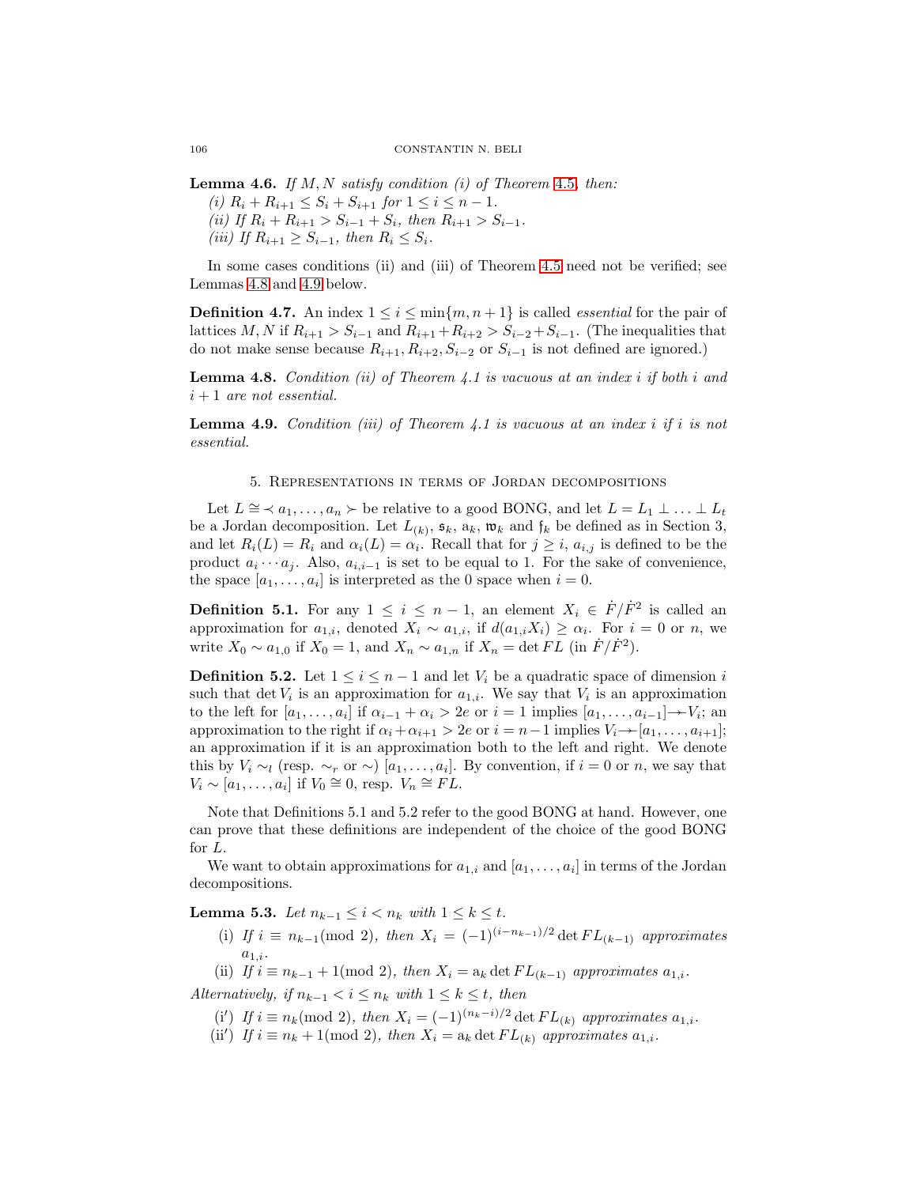**Lemma 4.6.** *If $M, N$ satisfy condition (i) of Theorem 4.5, then:*

*(i) $R_i + R_{i+1} \leq S_i + S_{i+1}$ for $1 \leq i \leq n-1$.*

*(ii) If $R_i + R_{i+1} > S_{i-1} + S_i$, then $R_{i+1} > S_{i-1}$.*

*(iii) If $R_{i+1} \geq S_{i-1}$, then $R_i \leq S_i$.*

In some cases conditions (ii) and (iii) of Theorem 4.5 need not be verified; see Lemmas 4.8 and 4.9 below.

**Definition 4.7.** An index $1 \leq i \leq \min\{m, n+1\}$ is called *essential* for the pair of lattices $M, N$ if $R_{i+1} > S_{i-1}$ and $R_{i+1} + R_{i+2} > S_{i-2} + S_{i-1}$. (The inequalities that do not make sense because $R_{i+1}, R_{i+2}, S_{i-2}$ or $S_{i-1}$ is not defined are ignored.)

**Lemma 4.8.** *Condition (ii) of Theorem 4.1 is vacuous at an index $i$ if both $i$ and $i+1$ are not essential.*

**Lemma 4.9.** *Condition (iii) of Theorem 4.1 is vacuous at an index $i$ if $i$ is not essential.*

## 5. Representations in terms of Jordan decompositions

Let $L \cong \prec a_1, \ldots, a_n \succ$ be relative to a good BONG, and let $L = L_1 \perp \ldots \perp L_t$ be a Jordan decomposition. Let $L_{(k)}$, $\mathfrak{s}_k$, $\mathrm{a}_k$, $\mathfrak{w}_k$ and $\mathfrak{f}_k$ be defined as in Section 3, and let $R_i(L) = R_i$ and $\alpha_i(L) = \alpha_i$. Recall that for $j \geq i$, $a_{i,j}$ is defined to be the product $a_i \cdots a_j$. Also, $a_{i,i-1}$ is set to be equal to 1. For the sake of convenience, the space $[a_1, \ldots, a_i]$ is interpreted as the 0 space when $i = 0$.

**Definition 5.1.** For any $1 \leq i \leq n-1$, an element $X_i \in \dot{F}/\dot{F}^2$ is called an approximation for $a_{1,i}$, denoted $X_i \sim a_{1,i}$, if $d(a_{1,i}X_i) \geq \alpha_i$. For $i = 0$ or $n$, we write $X_0 \sim a_{1,0}$ if $X_0 = 1$, and $X_n \sim a_{1,n}$ if $X_n = \det FL$ (in $\dot{F}/\dot{F}^2$).

**Definition 5.2.** Let $1 \leq i \leq n-1$ and let $V_i$ be a quadratic space of dimension $i$ such that $\det V_i$ is an approximation for $a_{1,i}$. We say that $V_i$ is an approximation to the left for $[a_1, \ldots, a_i]$ if $\alpha_{i-1} + \alpha_i > 2e$ or $i = 1$ implies $[a_1, \ldots, a_{i-1}] \rightarrowtail V_i$; an approximation to the right if $\alpha_i + \alpha_{i+1} > 2e$ or $i = n-1$ implies $V_i \rightarrowtail [a_1, \ldots, a_{i+1}]$; an approximation if it is an approximation both to the left and right. We denote this by $V_i \sim_l$ (resp. $\sim_r$ or $\sim$) $[a_1, \ldots, a_i]$. By convention, if $i = 0$ or $n$, we say that $V_i \sim [a_1, \ldots, a_i]$ if $V_0 \cong 0$, resp. $V_n \cong FL$.

Note that Definitions 5.1 and 5.2 refer to the good BONG at hand. However, one can prove that these definitions are independent of the choice of the good BONG for $L$.

We want to obtain approximations for $a_{1,i}$ and $[a_1, \ldots, a_i]$ in terms of the Jordan decompositions.

**Lemma 5.3.** *Let $n_{k-1} \leq i < n_k$ with $1 \leq k \leq t$.*

(i) *If $i \equiv n_{k-1} \pmod 2$, then $X_i = (-1)^{(i-n_{k-1})/2} \det FL_{(k-1)}$ approximates $a_{1,i}$.*

(ii) *If $i \equiv n_{k-1} + 1 \pmod 2$, then $X_i = \mathrm{a}_k \det FL_{(k-1)}$ approximates $a_{1,i}$.*

*Alternatively, if $n_{k-1} < i \leq n_k$ with $1 \leq k \leq t$, then*

(i′) *If $i \equiv n_k \pmod 2$, then $X_i = (-1)^{(n_k-i)/2} \det FL_{(k)}$ approximates $a_{1,i}$.*

(ii′) *If $i \equiv n_k + 1 \pmod 2$, then $X_i = \mathrm{a}_k \det FL_{(k)}$ approximates $a_{1,i}$.*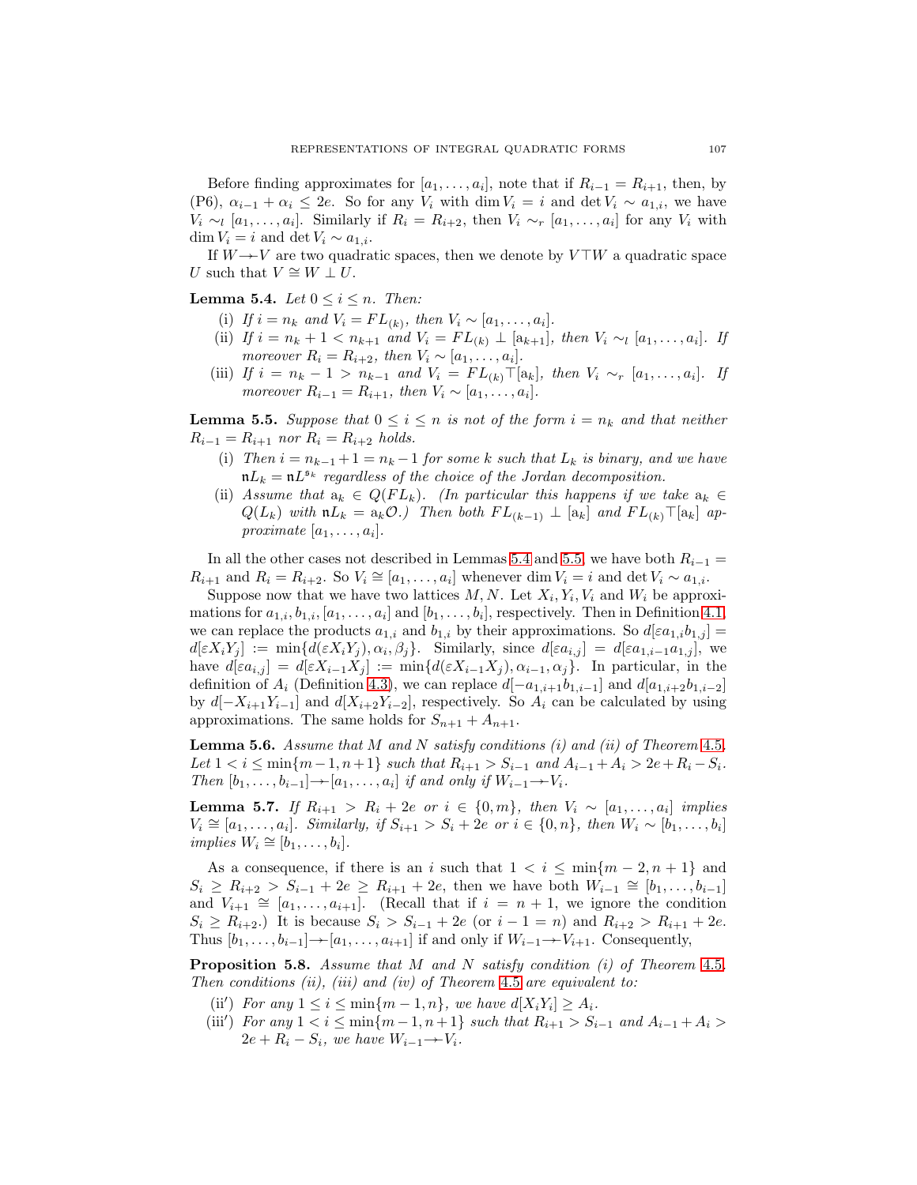Before finding approximates for $[a_1, \dots, a_i]$, note that if $R_{i-1} = R_{i+1}$, then, by (P6), $\alpha_{i-1} + \alpha_i \leq 2e$. So for any $V_i$ with $\dim V_i = i$ and $\det V_i \sim a_{1,i}$, we have $V_i \sim_l [a_1, \dots, a_i]$. Similarly if $R_i = R_{i+2}$, then $V_i \sim_r [a_1, \dots, a_i]$ for any $V_i$ with $\dim V_i = i$ and $\det V_i \sim a_{1,i}$.

If $W \rightarrowtail V$ are two quadratic spaces, then we denote by $V \top W$ a quadratic space $U$ such that $V \cong W \perp U$.

**Lemma 5.4.** *Let $0 \leq i \leq n$. Then:*

- (i) *If $i = n_k$ and $V_i = FL_{(k)}$, then $V_i \sim [a_1, \dots, a_i]$.*
- (ii) *If $i = n_k + 1 < n_{k+1}$ and $V_i = FL_{(k)} \perp [\mathrm{a}_{k+1}]$, then $V_i \sim_l [a_1, \dots, a_i]$. If moreover $R_i = R_{i+2}$, then $V_i \sim [a_1, \dots, a_i]$.*
- (iii) *If $i = n_k - 1 > n_{k-1}$ and $V_i = FL_{(k)} \top [\mathrm{a}_k]$, then $V_i \sim_r [a_1, \dots, a_i]$. If moreover $R_{i-1} = R_{i+1}$, then $V_i \sim [a_1, \dots, a_i]$.*

**Lemma 5.5.** *Suppose that $0 \leq i \leq n$ is not of the form $i = n_k$ and that neither $R_{i-1} = R_{i+1}$ nor $R_i = R_{i+2}$ holds.*

- (i) *Then $i = n_{k-1} + 1 = n_k - 1$ for some $k$ such that $L_k$ is binary, and we have $\mathfrak{n}L_k = \mathfrak{n}L^{\mathfrak{s}_k}$ regardless of the choice of the Jordan decomposition.*
- (ii) *Assume that $\mathrm{a}_k \in Q(FL_k)$. (In particular this happens if we take $\mathrm{a}_k \in Q(L_k)$ with $\mathfrak{n}L_k = \mathrm{a}_k\mathcal{O}$.) Then both $FL_{(k-1)} \perp [\mathrm{a}_k]$ and $FL_{(k)} \top [\mathrm{a}_k]$ approximate $[a_1, \dots, a_i]$.*

In all the other cases not described in Lemmas 5.4 and 5.5, we have both $R_{i-1} = R_{i+1}$ and $R_i = R_{i+2}$. So $V_i \cong [a_1, \dots, a_i]$ whenever $\dim V_i = i$ and $\det V_i \sim a_{1,i}$.

Suppose now that we have two lattices $M, N$. Let $X_i, Y_i, V_i$ and $W_i$ be approximations for $a_{1,i}, b_{1,i}, [a_1, \dots, a_i]$ and $[b_1, \dots, b_i]$, respectively. Then in Definition 4.1, we can replace the products $a_{1,i}$ and $b_{1,i}$ by their approximations. So $d[\varepsilon a_{1,i} b_{1,j}] = d[\varepsilon X_i Y_j] := \min\{d(\varepsilon X_i Y_j), \alpha_i, \beta_j\}$. Similarly, since $d[\varepsilon a_{i,j}] = d[\varepsilon a_{1,i-1} a_{1,j}]$, we have $d[\varepsilon a_{i,j}] = d[\varepsilon X_{i-1} X_j] := \min\{d(\varepsilon X_{i-1} X_j), \alpha_{i-1}, \alpha_j\}$. In particular, in the definition of $A_i$ (Definition 4.3), we can replace $d[-a_{1,i+1} b_{1,i-1}]$ and $d[a_{1,i+2} b_{1,i-2}]$ by $d[-X_{i+1} Y_{i-1}]$ and $d[X_{i+2} Y_{i-2}]$, respectively. So $A_i$ can be calculated by using approximations. The same holds for $S_{n+1} + A_{n+1}$.

**Lemma 5.6.** *Assume that $M$ and $N$ satisfy conditions (i) and (ii) of Theorem 4.5. Let $1 < i \leq \min\{m-1, n+1\}$ such that $R_{i+1} > S_{i-1}$ and $A_{i-1} + A_i > 2e + R_i - S_i$. Then $[b_1, \dots, b_{i-1}] \rightarrowtail [a_1, \dots, a_i]$ if and only if $W_{i-1} \rightarrowtail V_i$.*

**Lemma 5.7.** *If $R_{i+1} > R_i + 2e$ or $i \in \{0, m\}$, then $V_i \sim [a_1, \dots, a_i]$ implies $V_i \cong [a_1, \dots, a_i]$. Similarly, if $S_{i+1} > S_i + 2e$ or $i \in \{0, n\}$, then $W_i \sim [b_1, \dots, b_i]$ implies $W_i \cong [b_1, \dots, b_i]$.*

As a consequence, if there is an $i$ such that $1 < i \leq \min\{m-2, n+1\}$ and $S_i \geq R_{i+2} > S_{i-1} + 2e \geq R_{i+1} + 2e$, then we have both $W_{i-1} \cong [b_1, \dots, b_{i-1}]$ and $V_{i+1} \cong [a_1, \dots, a_{i+1}]$. (Recall that if $i = n+1$, we ignore the condition $S_i \geq R_{i+2}$.) It is because $S_i > S_{i-1} + 2e$ (or $i - 1 = n$) and $R_{i+2} > R_{i+1} + 2e$. Thus $[b_1, \dots, b_{i-1}] \rightarrowtail [a_1, \dots, a_{i+1}]$ if and only if $W_{i-1} \rightarrowtail V_{i+1}$. Consequently,

**Proposition 5.8.** *Assume that $M$ and $N$ satisfy condition (i) of Theorem 4.5. Then conditions (ii), (iii) and (iv) of Theorem 4.5 are equivalent to:*

- (ii′) *For any $1 \leq i \leq \min\{m-1, n\}$, we have $d[X_i Y_i] \geq A_i$.*
- (iii′) *For any $1 < i \leq \min\{m-1, n+1\}$ such that $R_{i+1} > S_{i-1}$ and $A_{i-1} + A_i > 2e + R_i - S_i$, we have $W_{i-1} \rightarrowtail V_i$.*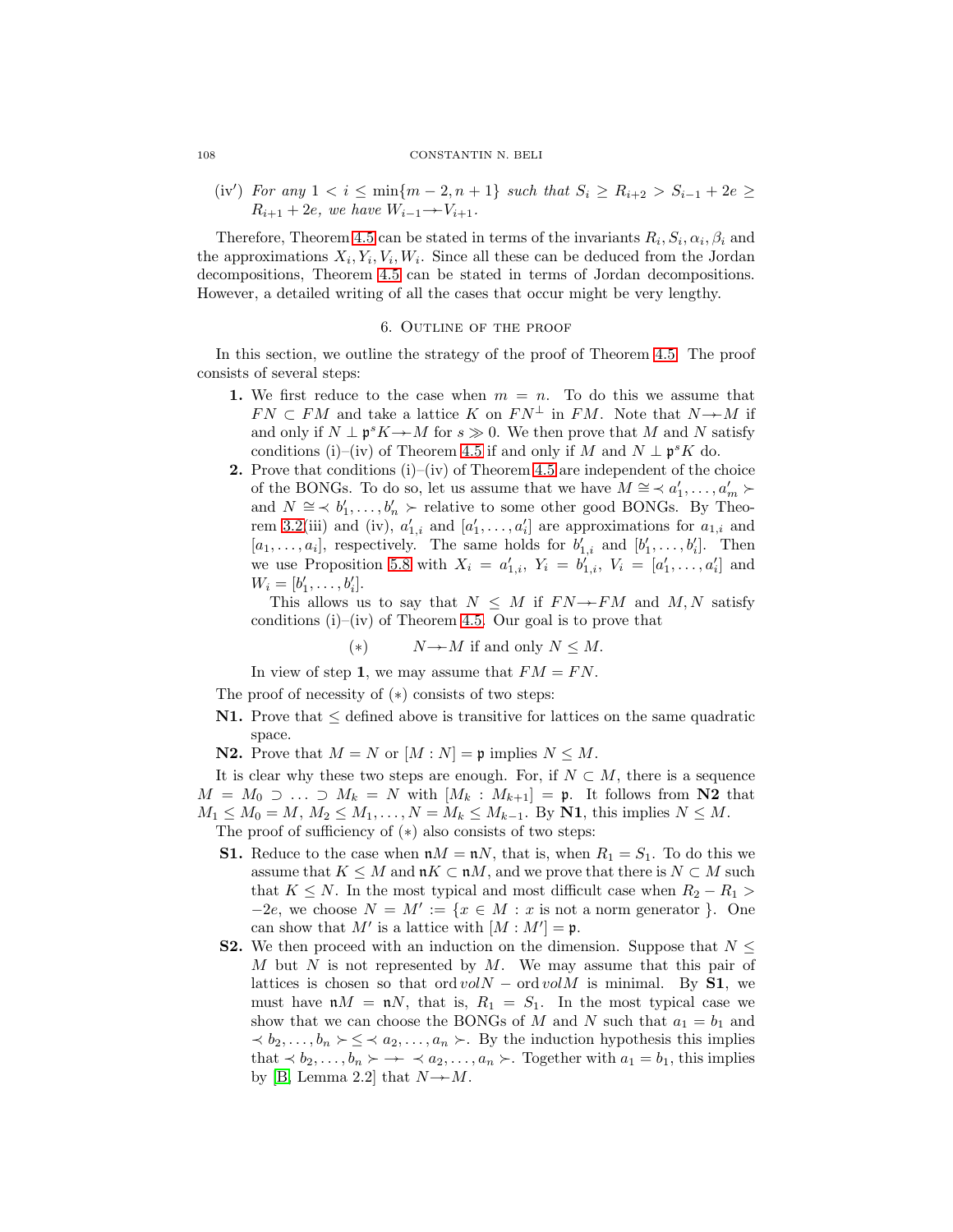(iv′) *For any $1 < i \leq \min\{m-2, n+1\}$ such that $S_i \geq R_{i+2} > S_{i-1} + 2e \geq R_{i+1} + 2e$, we have $W_{i-1} \rightarrowtail V_{i+1}$.*

Therefore, Theorem 4.5 can be stated in terms of the invariants $R_i, S_i, \alpha_i, \beta_i$ and the approximations $X_i, Y_i, V_i, W_i$. Since all these can be deduced from the Jordan decompositions, Theorem 4.5 can be stated in terms of Jordan decompositions. However, a detailed writing of all the cases that occur might be very lengthy.

## 6. Outline of the proof

In this section, we outline the strategy of the proof of Theorem 4.5. The proof consists of several steps:

**1.** We first reduce to the case when $m = n$. To do this we assume that $FN \subset FM$ and take a lattice $K$ on $FN^\perp$ in $FM$. Note that $N \rightarrowtail M$ if and only if $N \perp \mathfrak{p}^s K \rightarrowtail M$ for $s \gg 0$. We then prove that $M$ and $N$ satisfy conditions (i)–(iv) of Theorem 4.5 if and only if $M$ and $N \perp \mathfrak{p}^s K$ do.

**2.** Prove that conditions (i)–(iv) of Theorem 4.5 are independent of the choice of the BONGs. To do so, let us assume that we have $M \cong \prec a'_1, \ldots, a'_m \succ$ and $N \cong \prec b'_1, \ldots, b'_n \succ$ relative to some other good BONGs. By Theorem 3.2(iii) and (iv), $a'_{1,i}$ and $[a'_1, \ldots, a'_i]$ are approximations for $a_{1,i}$ and $[a_1, \ldots, a_i]$, respectively. The same holds for $b'_{1,i}$ and $[b'_1, \ldots, b'_i]$. Then we use Proposition 5.8 with $X_i = a'_{1,i}$, $Y_i = b'_{1,i}$, $V_i = [a'_1, \ldots, a'_i]$ and $W_i = [b'_1, \ldots, b'_i]$.

This allows us to say that $N \leq M$ if $FN \rightarrowtail FM$ and $M, N$ satisfy conditions (i)–(iv) of Theorem 4.5. Our goal is to prove that

$$(*) \qquad N \rightarrowtail M \text{ if and only } N \leq M.$$

In view of step **1**, we may assume that $FM = FN$.

The proof of necessity of $(*)$ consists of two steps:

**N1.** Prove that $\leq$ defined above is transitive for lattices on the same quadratic space.

**N2.** Prove that $M = N$ or $[M : N] = \mathfrak{p}$ implies $N \leq M$.

It is clear why these two steps are enough. For, if $N \subset M$, there is a sequence $M = M_0 \supset \ldots \supset M_k = N$ with $[M_k : M_{k+1}] = \mathfrak{p}$. It follows from **N2** that $M_1 \leq M_0 = M$, $M_2 \leq M_1, \ldots, N = M_k \leq M_{k-1}$. By **N1**, this implies $N \leq M$.

The proof of sufficiency of $(*)$ also consists of two steps:

**S1.** Reduce to the case when $\mathfrak{n}M = \mathfrak{n}N$, that is, when $R_1 = S_1$. To do this we assume that $K \leq M$ and $\mathfrak{n}K \subset \mathfrak{n}M$, and we prove that there is $N \subset M$ such that $K \leq N$. In the most typical and most difficult case when $R_2 - R_1 > -2e$, we choose $N = M' := \{x \in M : x \text{ is not a norm generator }\}$. One can show that $M'$ is a lattice with $[M : M'] = \mathfrak{p}$.

**S2.** We then proceed with an induction on the dimension. Suppose that $N \leq M$ but $N$ is not represented by $M$. We may assume that this pair of lattices is chosen so that $\operatorname{ord} vol N - \operatorname{ord} vol M$ is minimal. By **S1**, we must have $\mathfrak{n}M = \mathfrak{n}N$, that is, $R_1 = S_1$. In the most typical case we show that we can choose the BONGs of $M$ and $N$ such that $a_1 = b_1$ and $\prec b_2, \ldots, b_n \succ \leq \prec a_2, \ldots, a_n \succ$. By the induction hypothesis this implies that $\prec b_2, \ldots, b_n \succ \rightarrowtail \prec a_2, \ldots, a_n \succ$. Together with $a_1 = b_1$, this implies by [B, Lemma 2.2] that $N \rightarrowtail M$.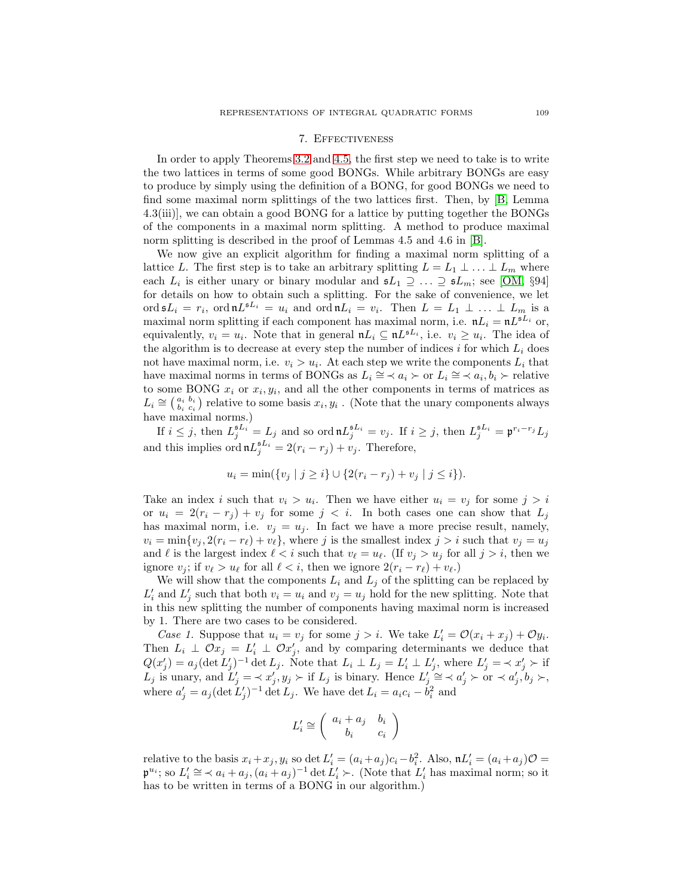## 7. Effectiveness

In order to apply Theorems 3.2 and 4.5, the first step we need to take is to write the two lattices in terms of some good BONGs. While arbitrary BONGs are easy to produce by simply using the definition of a BONG, for good BONGs we need to find some maximal norm splittings of the two lattices first. Then, by [B, Lemma 4.3(iii)], we can obtain a good BONG for a lattice by putting together the BONGs of the components in a maximal norm splitting. A method to produce maximal norm splitting is described in the proof of Lemmas 4.5 and 4.6 in [B].

We now give an explicit algorithm for finding a maximal norm splitting of a lattice $L$. The first step is to take an arbitrary splitting $L = L_1 \perp \ldots \perp L_m$ where each $L_i$ is either unary or binary modular and $\mathfrak{s}L_1 \supseteq \ldots \supseteq \mathfrak{s}L_m$; see [OM, §94] for details on how to obtain such a splitting. For the sake of convenience, we let $\operatorname{ord}\mathfrak{s}L_i = r_i$, $\operatorname{ord}\mathfrak{n}L^{\mathfrak{s}L_i} = u_i$ and $\operatorname{ord}\mathfrak{n}L_i = v_i$. Then $L = L_1 \perp \ldots \perp L_m$ is a maximal norm splitting if each component has maximal norm, i.e. $\mathfrak{n}L_i = \mathfrak{n}L^{\mathfrak{s}L_i}$ or, equivalently, $v_i = u_i$. Note that in general $\mathfrak{n}L_i \subseteq \mathfrak{n}L^{\mathfrak{s}L_i}$, i.e. $v_i \geq u_i$. The idea of the algorithm is to decrease at every step the number of indices $i$ for which $L_i$ does not have maximal norm, i.e. $v_i > u_i$. At each step we write the components $L_i$ that have maximal norms in terms of BONGs as $L_i \cong \prec a_i \succ$ or $L_i \cong \prec a_i, b_i \succ$ relative to some BONG $x_i$ or $x_i, y_i$, and all the other components in terms of matrices as $L_i \cong \left(\begin{smallmatrix} a_i & b_i \\ b_i & c_i \end{smallmatrix}\right)$ relative to some basis $x_i, y_i$ . (Note that the unary components always have maximal norms.)

If $i \leq j$, then $L_j^{\mathfrak{s}L_i} = L_j$ and so $\operatorname{ord}\mathfrak{n}L_j^{\mathfrak{s}L_i} = v_j$. If $i \geq j$, then $L_j^{\mathfrak{s}L_i} = \mathfrak{p}^{r_i - r_j} L_j$ and this implies $\operatorname{ord}\mathfrak{n}L_j^{\mathfrak{s}L_i} = 2(r_i - r_j) + v_j$. Therefore,

$$u_i = \min(\{v_j \mid j \geq i\} \cup \{2(r_i - r_j) + v_j \mid j \leq i\}).$$

Take an index $i$ such that $v_i > u_i$. Then we have either $u_i = v_j$ for some $j > i$ or $u_i = 2(r_i - r_j) + v_j$ for some $j < i$. In both cases one can show that $L_j$ has maximal norm, i.e. $v_j = u_j$. In fact we have a more precise result, namely, $v_i = \min\{v_j, 2(r_i - r_\ell) + v_\ell\}$, where $j$ is the smallest index $j > i$ such that $v_j = u_j$ and $\ell$ is the largest index $\ell < i$ such that $v_\ell = u_\ell$. (If $v_j > u_j$ for all $j > i$, then we ignore $v_j$; if $v_\ell > u_\ell$ for all $\ell < i$, then we ignore $2(r_i - r_\ell) + v_\ell$.)

We will show that the components $L_i$ and $L_j$ of the splitting can be replaced by $L_i'$ and $L_j'$ such that both $v_i = u_i$ and $v_j = u_j$ hold for the new splitting. Note that in this new splitting the number of components having maximal norm is increased by 1. There are two cases to be considered.

*Case 1.* Suppose that $u_i = v_j$ for some $j > i$. We take $L_i' = \mathcal{O}(x_i + x_j) + \mathcal{O}y_i$. Then $L_i \perp \mathcal{O}x_j = L_i' \perp \mathcal{O}x_j'$, and by comparing determinants we deduce that $Q(x_j') = a_j(\det L_j')^{-1}\det L_j$. Note that $L_i \perp L_j = L_i' \perp L_j'$, where $L_j' = \prec x_j' \succ$ if $L_j$ is unary, and $L_j' = \prec x_j', y_j \succ$ if $L_j$ is binary. Hence $L_j' \cong \prec a_j' \succ$ or $\prec a_j', b_j \succ$, where $a_j' = a_j(\det L_j')^{-1}\det L_j$. We have $\det L_i = a_i c_i - b_i^2$ and

$$L_i' \cong \begin{pmatrix} a_i + a_j & b_i \\ b_i & c_i \end{pmatrix}$$

relative to the basis $x_i + x_j, y_i$ so $\det L_i' = (a_i + a_j)c_i - b_i^2$. Also, $\mathfrak{n}L_i' = (a_i + a_j)\mathcal{O} = \mathfrak{p}^{u_i}$; so $L_i' \cong \prec a_i + a_j, (a_i + a_j)^{-1}\det L_i' \succ$. (Note that $L_i'$ has maximal norm; so it has to be written in terms of a BONG in our algorithm.)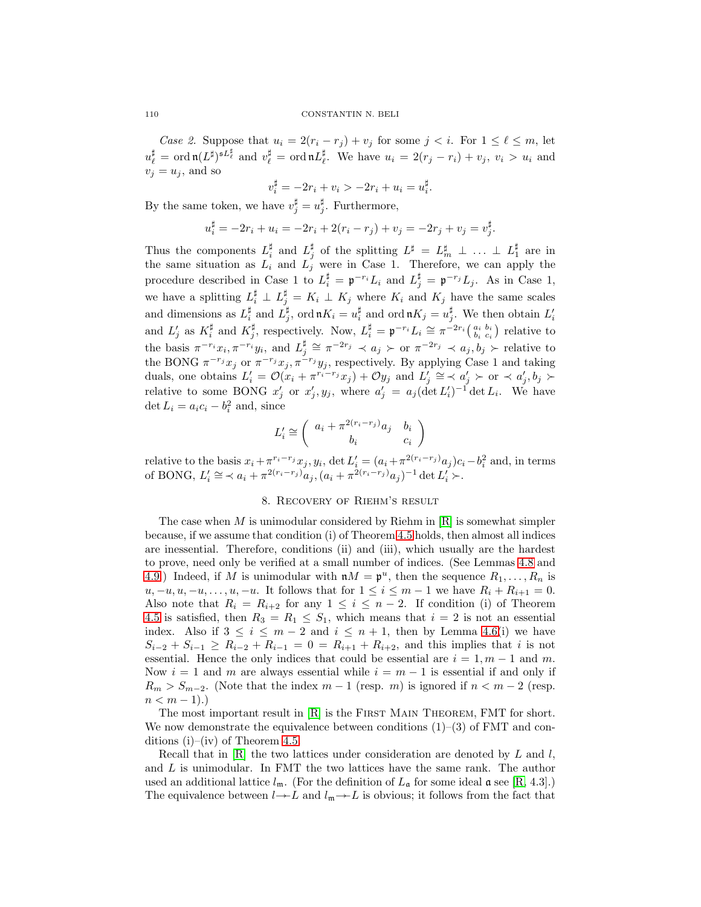*Case 2.* Suppose that $u_i = 2(r_i - r_j) + v_j$ for some $j < i$. For $1 \le \ell \le m$, let $u_\ell^\sharp = \operatorname{ord} \mathfrak{n}(L^\sharp)^{\mathfrak{s}L_\ell^\sharp}$ and $v_\ell^\sharp = \operatorname{ord} \mathfrak{n} L_\ell^\sharp$. We have $u_i = 2(r_j - r_i) + v_j$, $v_i > u_i$ and $v_j = u_j$, and so

$$v_i^\sharp = -2r_i + v_i > -2r_i + u_i = u_i^\sharp.$$

By the same token, we have $v_j^\sharp = u_j^\sharp$. Furthermore,

$$u_i^\sharp = -2r_i + u_i = -2r_i + 2(r_i - r_j) + v_j = -2r_j + v_j = v_j^\sharp.$$

Thus the components $L_i^\sharp$ and $L_j^\sharp$ of the splitting $L^\sharp = L_m^\sharp \perp \ldots \perp L_1^\sharp$ are in the same situation as $L_i$ and $L_j$ were in Case 1. Therefore, we can apply the procedure described in Case 1 to $L_i^\sharp = \mathfrak{p}^{-r_i} L_i$ and $L_j^\sharp = \mathfrak{p}^{-r_j} L_j$. As in Case 1, we have a splitting $L_i^\sharp \perp L_j^\sharp = K_i \perp K_j$ where $K_i$ and $K_j$ have the same scales and dimensions as $L_i^\sharp$ and $L_j^\sharp$, $\operatorname{ord} \mathfrak{n} K_i = u_i^\sharp$ and $\operatorname{ord} \mathfrak{n} K_j = u_j^\sharp$. We then obtain $L_i'$ and $L_j'$ as $K_i^\sharp$ and $K_j^\sharp$, respectively. Now, $L_i^\sharp = \mathfrak{p}^{-r_i} L_i \cong \pi^{-2r_i}\left(\begin{smallmatrix} a_i & b_i \\ b_i & c_i \end{smallmatrix}\right)$ relative to the basis $\pi^{-r_i} x_i, \pi^{-r_i} y_i$, and $L_j^\sharp \cong \pi^{-2r_j} \prec a_j \succ$ or $\pi^{-2r_j} \prec a_j, b_j \succ$ relative to the BONG $\pi^{-r_j} x_j$ or $\pi^{-r_j} x_j, \pi^{-r_j} y_j$, respectively. By applying Case 1 and taking duals, one obtains $L_i' = \mathcal{O}(x_i + \pi^{r_i - r_j} x_j) + \mathcal{O} y_j$ and $L_j' \cong \prec a_j' \succ$ or $\prec a_j', b_j \succ$ relative to some BONG $x_j'$ or $x_j', y_j$, where $a_j' = a_j (\det L_i')^{-1} \det L_i$. We have $\det L_i = a_i c_i - b_i^2$ and, since

$$L_i' \cong \begin{pmatrix} a_i + \pi^{2(r_i - r_j)} a_j & b_i \\ b_i & c_i \end{pmatrix}$$

relative to the basis $x_i + \pi^{r_i - r_j} x_j, y_i$, $\det L_i' = (a_i + \pi^{2(r_i - r_j)} a_j) c_i - b_i^2$ and, in terms of BONG, $L_i' \cong \prec a_i + \pi^{2(r_i - r_j)} a_j, (a_i + \pi^{2(r_i - r_j)} a_j)^{-1} \det L_i' \succ$.

## 8. Recovery of Riehm's result

The case when $M$ is unimodular considered by Riehm in [R] is somewhat simpler because, if we assume that condition (i) of Theorem 4.5 holds, then almost all indices are inessential. Therefore, conditions (ii) and (iii), which usually are the hardest to prove, need only be verified at a small number of indices. (See Lemmas 4.8 and 4.9.) Indeed, if $M$ is unimodular with $\mathfrak{n} M = \mathfrak{p}^u$, then the sequence $R_1, \ldots, R_n$ is $u, -u, u, -u, \ldots, u, -u$. It follows that for $1 \le i \le m - 1$ we have $R_i + R_{i+1} = 0$. Also note that $R_i = R_{i+2}$ for any $1 \le i \le n - 2$. If condition (i) of Theorem 4.5 is satisfied, then $R_3 = R_1 \le S_1$, which means that $i = 2$ is not an essential index. Also if $3 \le i \le m - 2$ and $i \le n + 1$, then by Lemma 4.6(i) we have $S_{i-2} + S_{i-1} \ge R_{i-2} + R_{i-1} = 0 = R_{i+1} + R_{i+2}$, and this implies that $i$ is not essential. Hence the only indices that could be essential are $i = 1, m - 1$ and $m$. Now $i = 1$ and $m$ are always essential while $i = m - 1$ is essential if and only if $R_m > S_{m-2}$. (Note that the index $m - 1$ (resp. $m$) is ignored if $n < m - 2$ (resp. $n < m - 1$).)

The most important result in [R] is the First Main Theorem, FMT for short. We now demonstrate the equivalence between conditions (1)–(3) of FMT and conditions (i)–(iv) of Theorem 4.5.

Recall that in [R] the two lattices under consideration are denoted by $L$ and $l$, and $L$ is unimodular. In FMT the two lattices have the same rank. The author used an additional lattice $l_{\mathfrak{m}}$. (For the definition of $L_{\mathfrak{a}}$ for some ideal $\mathfrak{a}$ see [R, 4.3].) The equivalence between $l \rightarrowtail L$ and $l_{\mathfrak{m}} \rightarrowtail L$ is obvious; it follows from the fact that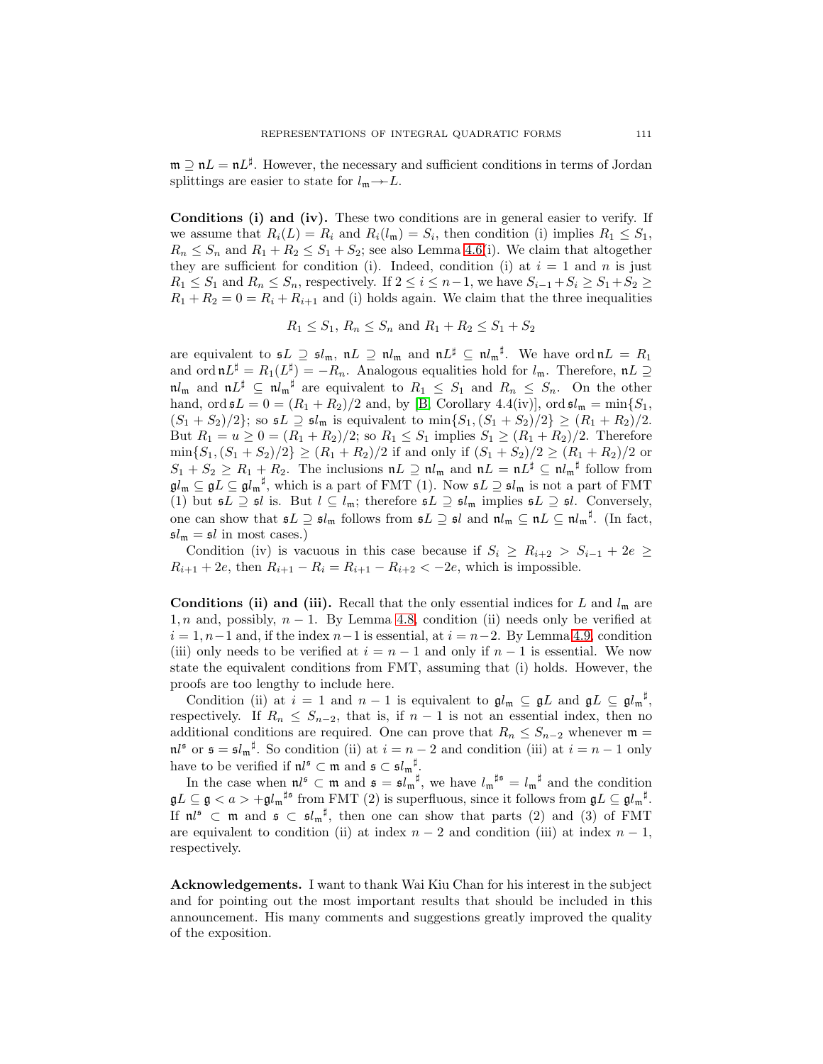$\mathfrak{m} \supseteq \mathfrak{n}L = \mathfrak{n}L^\sharp$. However, the necessary and sufficient conditions in terms of Jordan splittings are easier to state for $l_\mathfrak{m} \rightarrowtail L$.

**Conditions (i) and (iv).** These two conditions are in general easier to verify. If we assume that $R_i(L) = R_i$ and $R_i(l_\mathfrak{m}) = S_i$, then condition (i) implies $R_1 \le S_1$, $R_n \le S_n$ and $R_1 + R_2 \le S_1 + S_2$; see also Lemma 4.6(i). We claim that altogether they are sufficient for condition (i). Indeed, condition (i) at $i = 1$ and $n$ is just $R_1 \le S_1$ and $R_n \le S_n$, respectively. If $2 \le i \le n-1$, we have $S_{i-1} + S_i \ge S_1 + S_2 \ge R_1 + R_2 = 0 = R_i + R_{i+1}$ and (i) holds again. We claim that the three inequalities

$$R_1 \le S_1,\ R_n \le S_n \text{ and } R_1 + R_2 \le S_1 + S_2$$

are equivalent to $\mathfrak{s}L \supseteq \mathfrak{s}l_\mathfrak{m}$, $\mathfrak{n}L \supseteq \mathfrak{n}l_\mathfrak{m}$ and $\mathfrak{n}L^\sharp \subseteq \mathfrak{n}{l_\mathfrak{m}}^\sharp$. We have $\operatorname{ord}\mathfrak{n}L = R_1$ and $\operatorname{ord}\mathfrak{n}L^\sharp = R_1(L^\sharp) = -R_n$. Analogous equalities hold for $l_\mathfrak{m}$. Therefore, $\mathfrak{n}L \supseteq \mathfrak{n}l_\mathfrak{m}$ and $\mathfrak{n}L^\sharp \subseteq \mathfrak{n}{l_\mathfrak{m}}^\sharp$ are equivalent to $R_1 \le S_1$ and $R_n \le S_n$. On the other hand, $\operatorname{ord}\mathfrak{s}L = 0 = (R_1 + R_2)/2$ and, by [B, Corollary 4.4(iv)], $\operatorname{ord}\mathfrak{s}l_\mathfrak{m} = \min\{S_1, (S_1 + S_2)/2\}$; so $\mathfrak{s}L \supseteq \mathfrak{s}l_\mathfrak{m}$ is equivalent to $\min\{S_1, (S_1+S_2)/2\} \ge (R_1+R_2)/2$. But $R_1 = u \ge 0 = (R_1+R_2)/2$; so $R_1 \le S_1$ implies $S_1 \ge (R_1+R_2)/2$. Therefore $\min\{S_1, (S_1+S_2)/2\} \ge (R_1+R_2)/2$ if and only if $(S_1+S_2)/2 \ge (R_1+R_2)/2$ or $S_1 + S_2 \ge R_1 + R_2$. The inclusions $\mathfrak{n}L \supseteq \mathfrak{n}l_\mathfrak{m}$ and $\mathfrak{n}L = \mathfrak{n}L^\sharp \subseteq \mathfrak{n}{l_\mathfrak{m}}^\sharp$ follow from $\mathfrak{g}l_\mathfrak{m} \subseteq \mathfrak{g}L \subseteq \mathfrak{g}{l_\mathfrak{m}}^\sharp$, which is a part of FMT (1). Now $\mathfrak{s}L \supseteq \mathfrak{s}l_\mathfrak{m}$ is not a part of FMT (1) but $\mathfrak{s}L \supseteq \mathfrak{s}l$ is. But $l \subseteq l_\mathfrak{m}$; therefore $\mathfrak{s}L \supseteq \mathfrak{s}l_\mathfrak{m}$ implies $\mathfrak{s}L \supseteq \mathfrak{s}l$. Conversely, one can show that $\mathfrak{s}L \supseteq \mathfrak{s}l_\mathfrak{m}$ follows from $\mathfrak{s}L \supseteq \mathfrak{s}l$ and $\mathfrak{n}l_\mathfrak{m} \subseteq \mathfrak{n}L \subseteq \mathfrak{n}{l_\mathfrak{m}}^\sharp$. (In fact, $\mathfrak{s}l_\mathfrak{m} = \mathfrak{s}l$ in most cases.)

Condition (iv) is vacuous in this case because if $S_i \ge R_{i+2} > S_{i-1} + 2e \ge R_{i+1} + 2e$, then $R_{i+1} - R_i = R_{i+1} - R_{i+2} < -2e$, which is impossible.

**Conditions (ii) and (iii).** Recall that the only essential indices for $L$ and $l_\mathfrak{m}$ are $1, n$ and, possibly, $n-1$. By Lemma 4.8, condition (ii) needs only be verified at $i = 1, n-1$ and, if the index $n-1$ is essential, at $i = n-2$. By Lemma 4.9, condition (iii) only needs to be verified at $i = n-1$ and only if $n-1$ is essential. We now state the equivalent conditions from FMT, assuming that (i) holds. However, the proofs are too lengthy to include here.

Condition (ii) at $i = 1$ and $n-1$ is equivalent to $\mathfrak{g}l_\mathfrak{m} \subseteq \mathfrak{g}L$ and $\mathfrak{g}L \subseteq \mathfrak{g}{l_\mathfrak{m}}^\sharp$, respectively. If $R_n \le S_{n-2}$, that is, if $n-1$ is not an essential index, then no additional conditions are required. One can prove that $R_n \le S_{n-2}$ whenever $\mathfrak{m} = \mathfrak{n}l^\mathfrak{s}$ or $\mathfrak{s} = \mathfrak{s}{l_\mathfrak{m}}^\sharp$. So condition (ii) at $i = n-2$ and condition (iii) at $i = n-1$ only have to be verified if $\mathfrak{n}l^\mathfrak{s} \subset \mathfrak{m}$ and $\mathfrak{s} \subset \mathfrak{s}{l_\mathfrak{m}}^\sharp$.

In the case when $\mathfrak{n}l^\mathfrak{s} \subset \mathfrak{m}$ and $\mathfrak{s} = \mathfrak{s}{l_\mathfrak{m}}^\sharp$, we have ${l_\mathfrak{m}}^{\sharp\mathfrak{s}} = {l_\mathfrak{m}}^\sharp$ and the condition $\mathfrak{g}L \subseteq \mathfrak{g} < a > + \mathfrak{g}{l_\mathfrak{m}}^{\sharp\mathfrak{s}}$ from FMT (2) is superfluous, since it follows from $\mathfrak{g}L \subseteq \mathfrak{g}{l_\mathfrak{m}}^\sharp$. If $\mathfrak{n}l^\mathfrak{s} \subset \mathfrak{m}$ and $\mathfrak{s} \subset \mathfrak{s}{l_\mathfrak{m}}^\sharp$, then one can show that parts (2) and (3) of FMT are equivalent to condition (ii) at index $n-2$ and condition (iii) at index $n-1$, respectively.

**Acknowledgements.** I want to thank Wai Kiu Chan for his interest in the subject and for pointing out the most important results that should be included in this announcement. His many comments and suggestions greatly improved the quality of the exposition.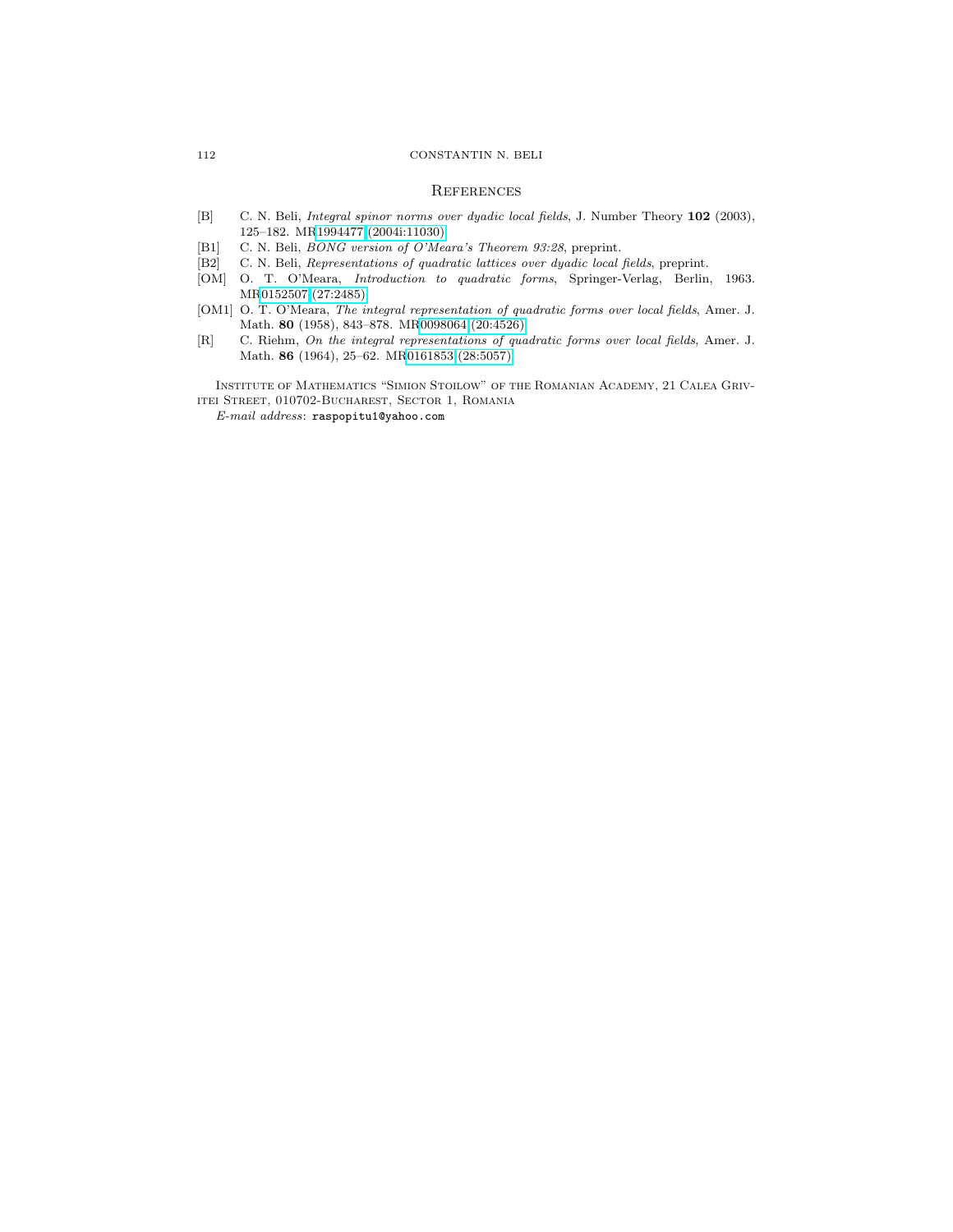## References

- [B] C. N. Beli, *Integral spinor norms over dyadic local fields*, J. Number Theory **102** (2003), 125–182. MR1994477 (2004i:11030)
- [B1] C. N. Beli, *BONG version of O'Meara's Theorem 93:28*, preprint.
- [B2] C. N. Beli, *Representations of quadratic lattices over dyadic local fields*, preprint.
- [OM] O. T. O'Meara, *Introduction to quadratic forms*, Springer-Verlag, Berlin, 1963. MR0152507 (27:2485)
- [OM1] O. T. O'Meara, *The integral representation of quadratic forms over local fields*, Amer. J. Math. **80** (1958), 843–878. MR0098064 (20:4526)
- [R] C. Riehm, *On the integral representations of quadratic forms over local fields*, Amer. J. Math. **86** (1964), 25–62. MR0161853 (28:5057)

Institute of Mathematics "Simion Stoilow" of the Romanian Academy, 21 Calea Grivitei Street, 010702-Bucharest, Sector 1, Romania

*E-mail address*: raspopitu1@yahoo.com